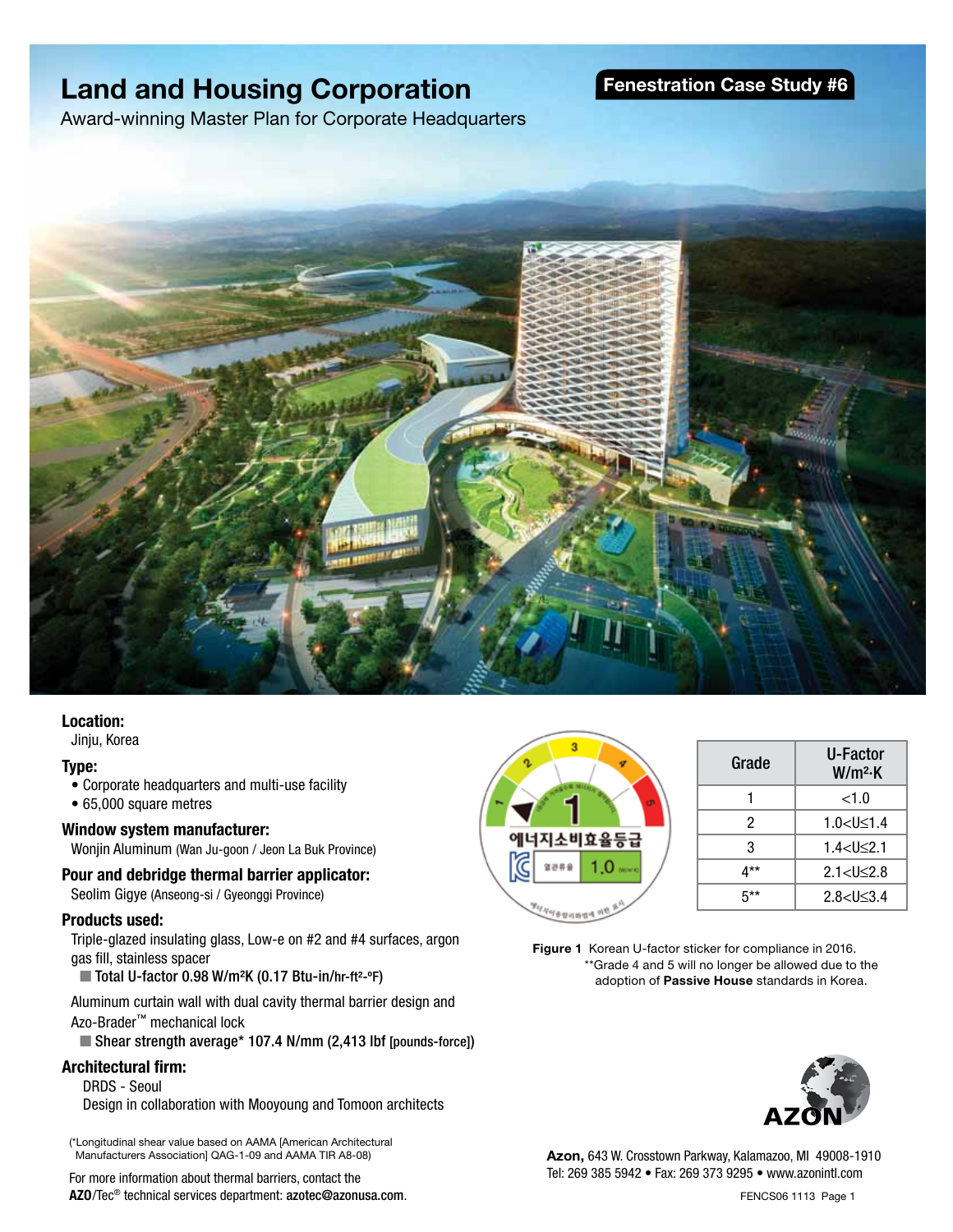# Land and Housing Corporation

Award-winning Master Plan for Corporate Headquarters

**Fenestration Case Study #6**

### Location:
Jinju, Korea

### Type:
- Corporate headquarters and multi-use facility
- 65,000 square metres

### Window system manufacturer:
Wonjin Aluminum (Wan Ju-goon / Jeon La Buk Province)

### Pour and debridge thermal barrier applicator:
Seolim Gigye (Anseong-si / Gyeonggi Province)

### Products used:
Triple-glazed insulating glass, Low-e on #2 and #4 surfaces, argon gas fill, stainless spacer

- **Total U-factor 0.98 W/m²K (0.17 Btu-in/hr-ft²-ºF)**

Aluminum curtain wall with dual cavity thermal barrier design and Azo-Brader™ mechanical lock

- **Shear strength average* 107.4 N/mm (2,413 lbf [pounds-force])**

### Architectural firm:
DRDS - Seoul

Design in collaboration with Mooyoung and Tomoon architects

(*Longitudinal shear value based on AAMA [American Architectural Manufacturers Association] QAG-1-09 and AAMA TIR A8-08)

For more information about thermal barriers, contact the **AZO**/Tec® technical services department: **azotec@azonusa.com**.

| Grade | U-Factor W/m²·K |
|---|---|
| 1 | <1.0 |
| 2 | 1.0<U≤1.4 |
| 3 | 1.4<U≤2.1 |
| 4** | 2.1<U≤2.8 |
| 5** | 2.8<U≤3.4 |

**Figure 1** Korean U-factor sticker for compliance in 2016.
**Grade 4 and 5 will no longer be allowed due to the adoption of **Passive House** standards in Korea.

**Azon,** 643 W. Crosstown Parkway, Kalamazoo, MI 49008-1910
Tel: 269 385 5942 • Fax: 269 373 9295 • www.azonintl.com

FENCS06 1113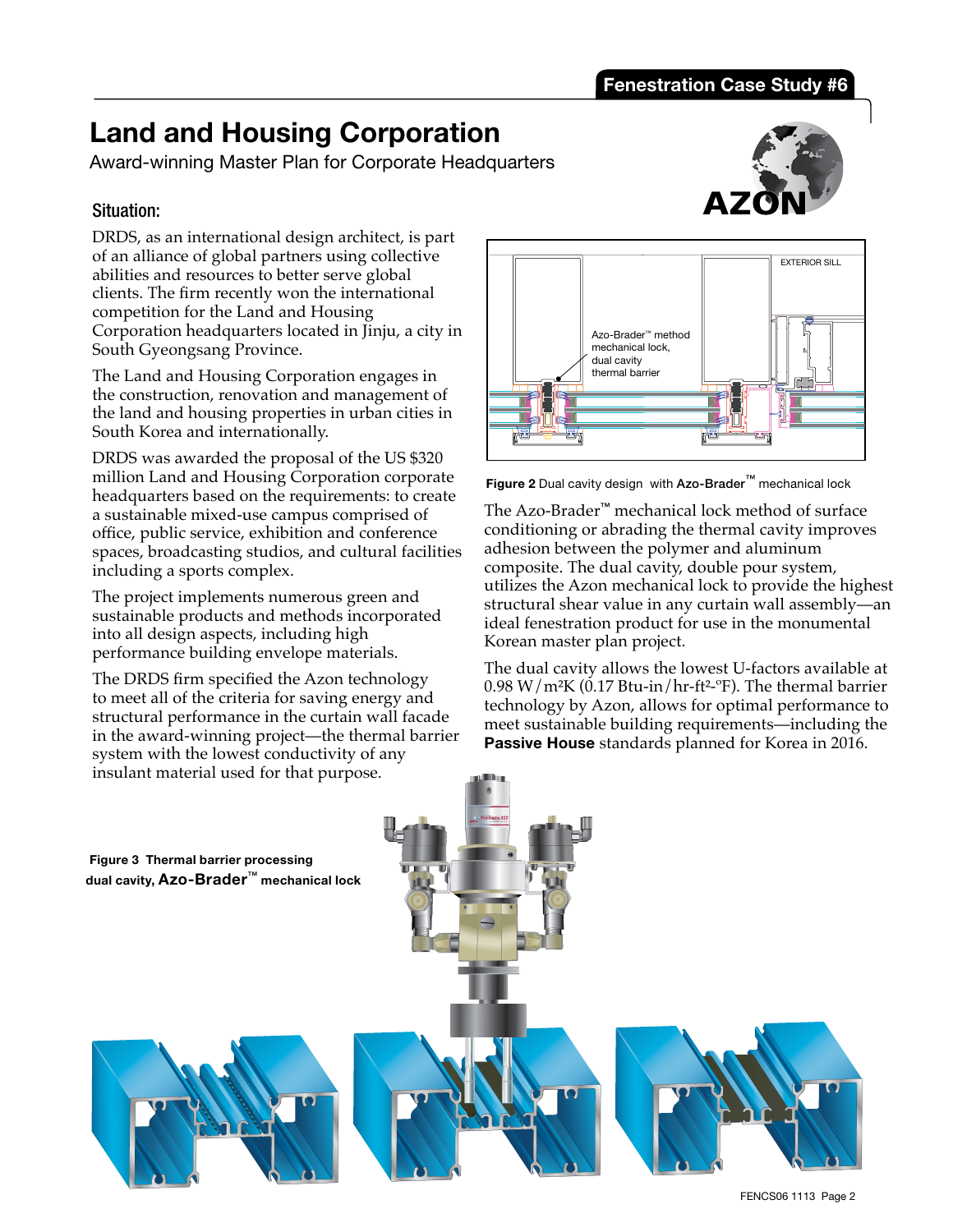# Land and Housing Corporation

Award-winning Master Plan for Corporate Headquarters

## Situation:

DRDS, as an international design architect, is part of an alliance of global partners using collective abilities and resources to better serve global clients. The firm recently won the international competition for the Land and Housing Corporation headquarters located in Jinju, a city in South Gyeongsang Province.

The Land and Housing Corporation engages in the construction, renovation and management of the land and housing properties in urban cities in South Korea and internationally.

DRDS was awarded the proposal of the US $320 million Land and Housing Corporation corporate headquarters based on the requirements: to create a sustainable mixed-use campus comprised of office, public service, exhibition and conference spaces, broadcasting studios, and cultural facilities including a sports complex.

The project implements numerous green and sustainable products and methods incorporated into all design aspects, including high performance building envelope materials.

The DRDS firm specified the Azon technology to meet all of the criteria for saving energy and structural performance in the curtain wall facade in the award-winning project—the thermal barrier system with the lowest conductivity of any insulant material used for that purpose.

EXTERIOR SILL

Azo-Brader™ method mechanical lock, dual cavity thermal barrier

**Figure 2** Dual cavity design with **Azo-Brader™** mechanical lock

The Azo-Brader™ mechanical lock method of surface conditioning or abrading the thermal cavity improves adhesion between the polymer and aluminum composite. The dual cavity, double pour system, utilizes the Azon mechanical lock to provide the highest structural shear value in any curtain wall assembly—an ideal fenestration product for use in the monumental Korean master plan project.

The dual cavity allows the lowest U-factors available at 0.98 W/m²K (0.17 Btu-in/hr-ft²-ºF). The thermal barrier technology by Azon, allows for optimal performance to meet sustainable building requirements—including the **Passive House** standards planned for Korea in 2016.

**Figure 3 Thermal barrier processing dual cavity, Azo-Brader™ mechanical lock**